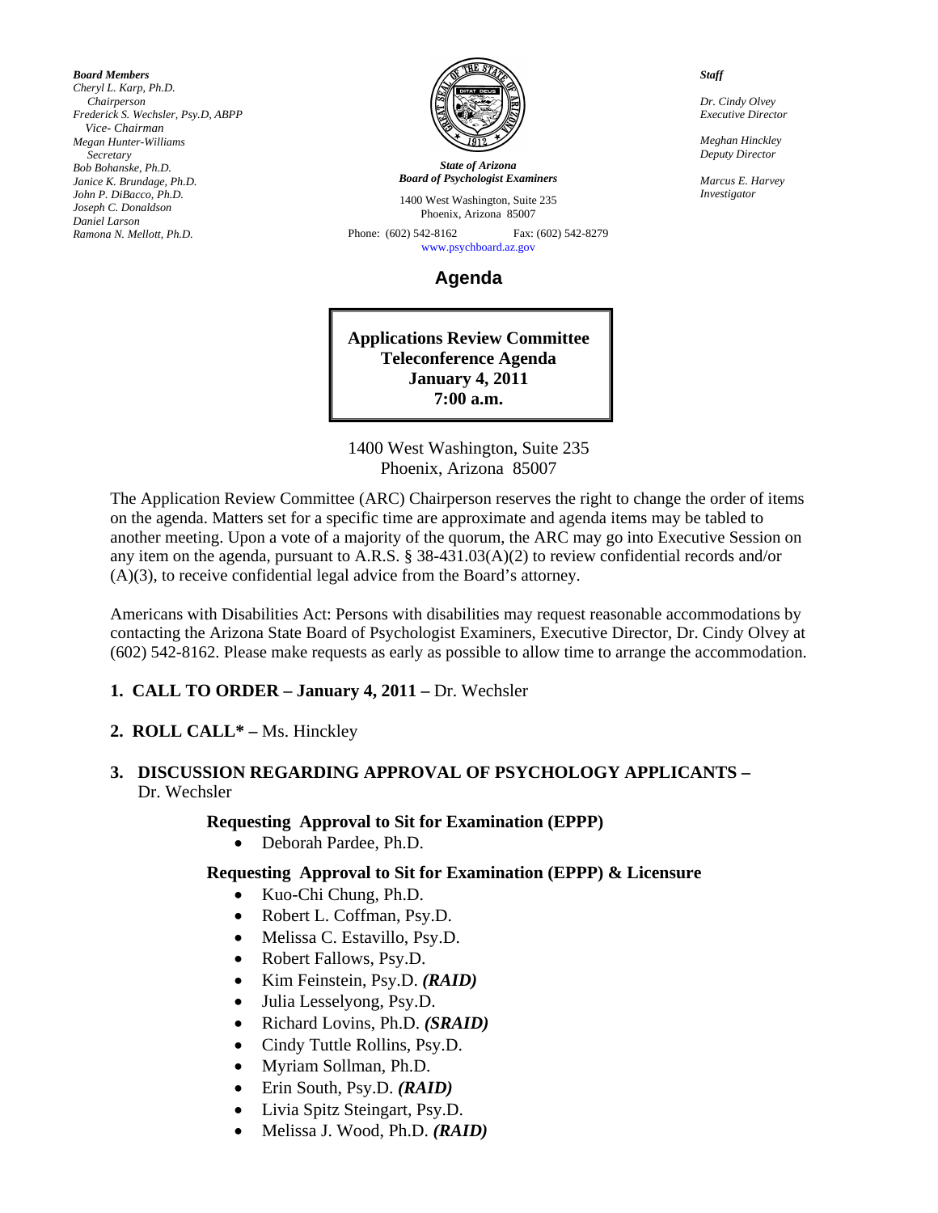*Board Members*
*Cheryl L. Karp, Ph.D.*
*Chairperson*
*Frederick S. Wechsler, Psy.D, ABPP*
*Vice- Chairman*
*Megan Hunter-Williams*
*Secretary*
*Bob Bohanske, Ph.D.*
*Janice K. Brundage, Ph.D.*
*John P. DiBacco, Ph.D.*
*Joseph C. Donaldson*
*Daniel Larson*
*Ramona N. Mellott, Ph.D.*

***State of Arizona***
***Board of Psychologist Examiners***

1400 West Washington, Suite 235
Phoenix, Arizona 85007

Phone: (602) 542-8162 Fax: (602) 542-8279
www.psychboard.az.gov

*Staff*

*Dr. Cindy Olvey*
*Executive Director*

*Meghan Hinckley*
*Deputy Director*

*Marcus E. Harvey*
*Investigator*

# Agenda

**Applications Review Committee**
**Teleconference Agenda**
**January 4, 2011**
**7:00 a.m.**

1400 West Washington, Suite 235
Phoenix, Arizona 85007

The Application Review Committee (ARC) Chairperson reserves the right to change the order of items on the agenda. Matters set for a specific time are approximate and agenda items may be tabled to another meeting. Upon a vote of a majority of the quorum, the ARC may go into Executive Session on any item on the agenda, pursuant to A.R.S. § 38-431.03(A)(2) to review confidential records and/or (A)(3), to receive confidential legal advice from the Board's attorney.

Americans with Disabilities Act: Persons with disabilities may request reasonable accommodations by contacting the Arizona State Board of Psychologist Examiners, Executive Director, Dr. Cindy Olvey at (602) 542-8162. Please make requests as early as possible to allow time to arrange the accommodation.

1. **CALL TO ORDER – January 4, 2011 –** Dr. Wechsler

2. **ROLL CALL* –** Ms. Hinckley

3. **DISCUSSION REGARDING APPROVAL OF PSYCHOLOGY APPLICANTS –** Dr. Wechsler

**Requesting Approval to Sit for Examination (EPPP)**

- Deborah Pardee, Ph.D.

**Requesting Approval to Sit for Examination (EPPP) & Licensure**

- Kuo-Chi Chung, Ph.D.
- Robert L. Coffman, Psy.D.
- Melissa C. Estavillo, Psy.D.
- Robert Fallows, Psy.D.
- Kim Feinstein, Psy.D. ***(RAID)***
- Julia Lesselyong, Psy.D.
- Richard Lovins, Ph.D. ***(SRAID)***
- Cindy Tuttle Rollins, Psy.D.
- Myriam Sollman, Ph.D.
- Erin South, Psy.D. ***(RAID)***
- Livia Spitz Steingart, Psy.D.
- Melissa J. Wood, Ph.D. ***(RAID)***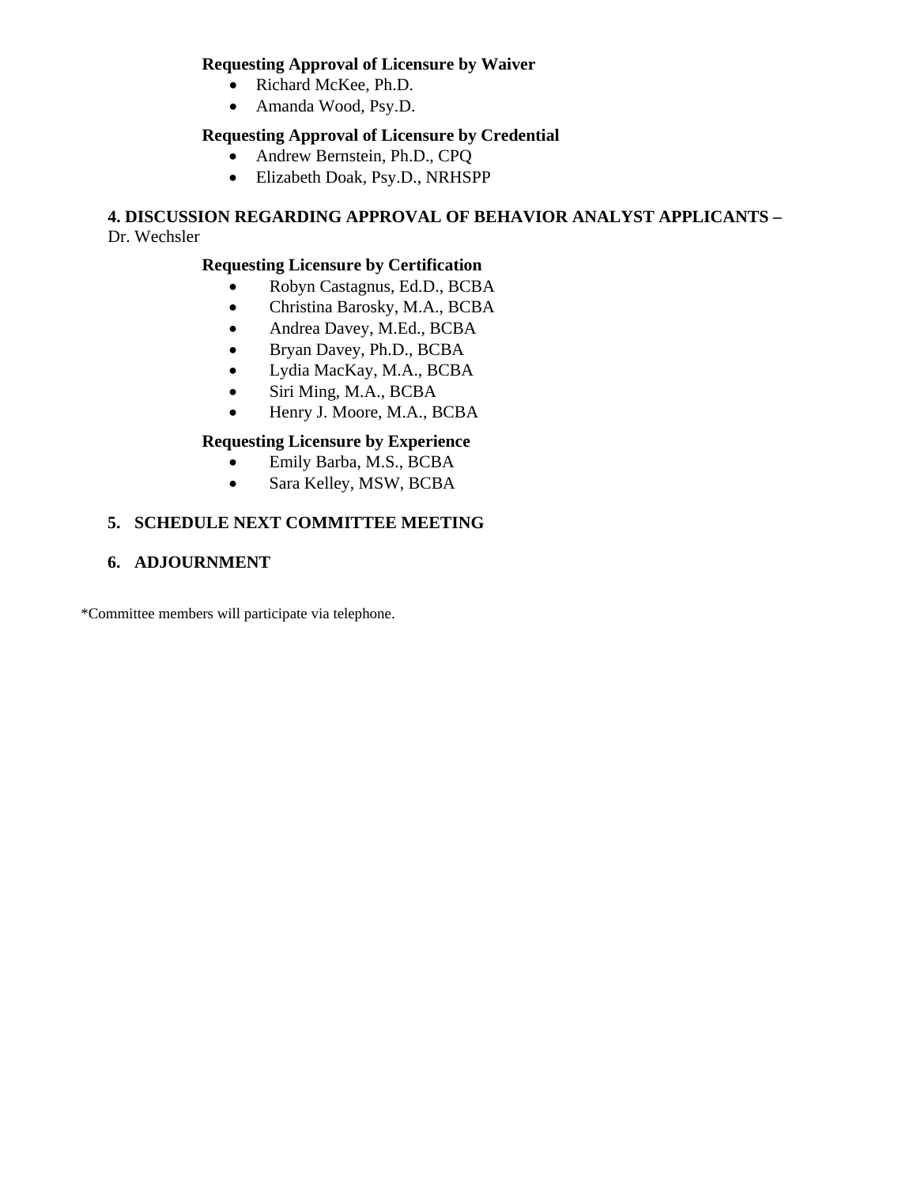**Requesting Approval of Licensure by Waiver**

- Richard McKee, Ph.D.
- Amanda Wood, Psy.D.

**Requesting Approval of Licensure by Credential**

- Andrew Bernstein, Ph.D., CPQ
- Elizabeth Doak, Psy.D., NRHSPP

**4. DISCUSSION REGARDING APPROVAL OF BEHAVIOR ANALYST APPLICANTS –** Dr. Wechsler

**Requesting Licensure by Certification**

- Robyn Castagnus, Ed.D., BCBA
- Christina Barosky, M.A., BCBA
- Andrea Davey, M.Ed., BCBA
- Bryan Davey, Ph.D., BCBA
- Lydia MacKay, M.A., BCBA
- Siri Ming, M.A., BCBA
- Henry J. Moore, M.A., BCBA

**Requesting Licensure by Experience**

- Emily Barba, M.S., BCBA
- Sara Kelley, MSW, BCBA

**5. SCHEDULE NEXT COMMITTEE MEETING**

**6. ADJOURNMENT**

*Committee members will participate via telephone.